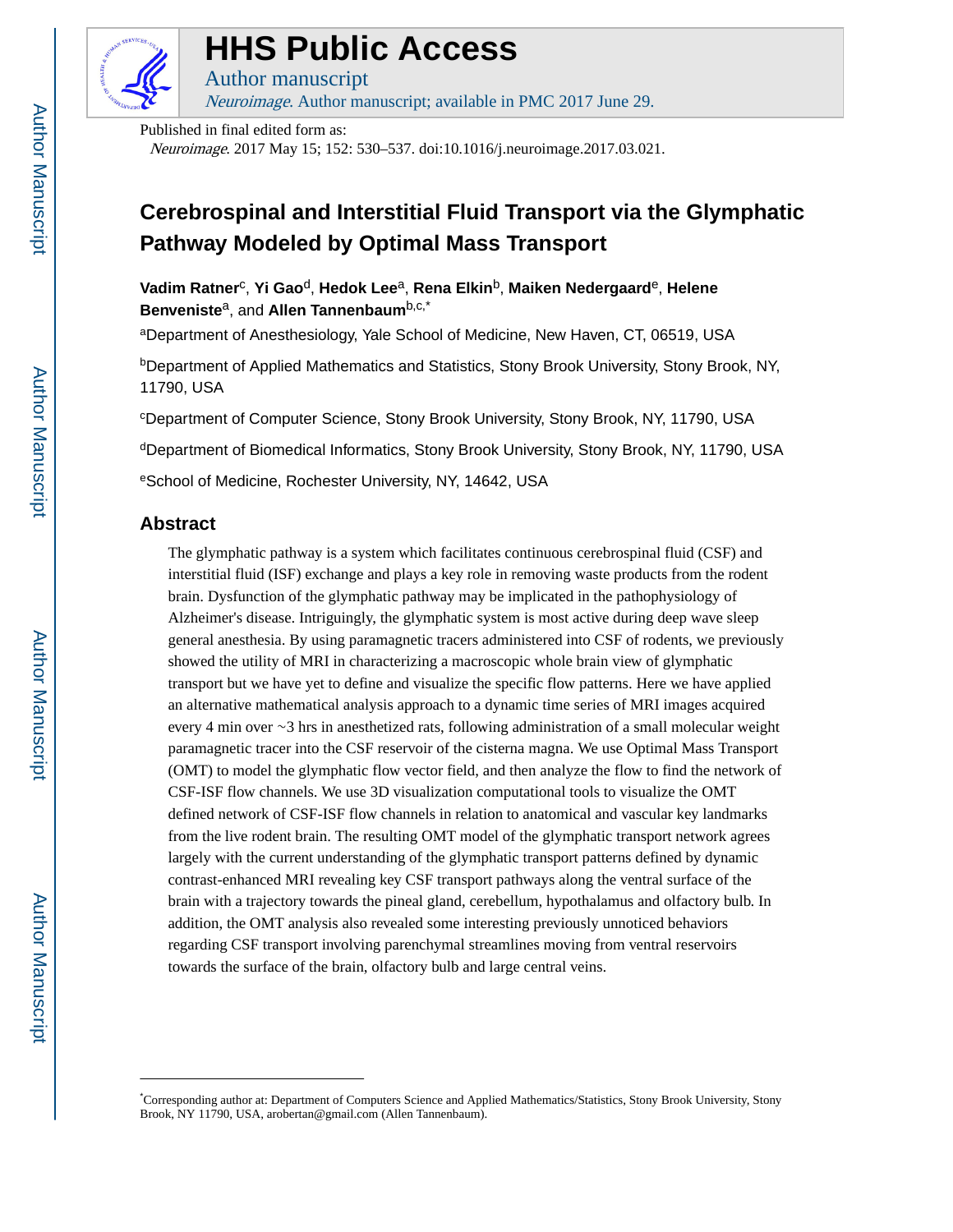# HHS Public Access

Author manuscript

*Neuroimage*. Author manuscript; available in PMC 2017 June 29.

Published in final edited form as:

*Neuroimage*. 2017 May 15; 152: 530–537. doi:10.1016/j.neuroimage.2017.03.021.

# Cerebrospinal and Interstitial Fluid Transport via the Glymphatic Pathway Modeled by Optimal Mass Transport

**Vadim Ratner**[c], **Yi Gao**[d], **Hedok Lee**[a], **Rena Elkin**[b], **Maiken Nedergaard**[e], **Helene Benveniste**[a], and **Allen Tannenbaum**[b,c,*]

[a]Department of Anesthesiology, Yale School of Medicine, New Haven, CT, 06519, USA

[b]Department of Applied Mathematics and Statistics, Stony Brook University, Stony Brook, NY, 11790, USA

[c]Department of Computer Science, Stony Brook University, Stony Brook, NY, 11790, USA

[d]Department of Biomedical Informatics, Stony Brook University, Stony Brook, NY, 11790, USA

[e]School of Medicine, Rochester University, NY, 14642, USA

## Abstract

The glymphatic pathway is a system which facilitates continuous cerebrospinal fluid (CSF) and interstitial fluid (ISF) exchange and plays a key role in removing waste products from the rodent brain. Dysfunction of the glymphatic pathway may be implicated in the pathophysiology of Alzheimer's disease. Intriguingly, the glymphatic system is most active during deep wave sleep general anesthesia. By using paramagnetic tracers administered into CSF of rodents, we previously showed the utility of MRI in characterizing a macroscopic whole brain view of glymphatic transport but we have yet to define and visualize the specific flow patterns. Here we have applied an alternative mathematical analysis approach to a dynamic time series of MRI images acquired every 4 min over ~3 hrs in anesthetized rats, following administration of a small molecular weight paramagnetic tracer into the CSF reservoir of the cisterna magna. We use Optimal Mass Transport (OMT) to model the glymphatic flow vector field, and then analyze the flow to find the network of CSF-ISF flow channels. We use 3D visualization computational tools to visualize the OMT defined network of CSF-ISF flow channels in relation to anatomical and vascular key landmarks from the live rodent brain. The resulting OMT model of the glymphatic transport network agrees largely with the current understanding of the glymphatic transport patterns defined by dynamic contrast-enhanced MRI revealing key CSF transport pathways along the ventral surface of the brain with a trajectory towards the pineal gland, cerebellum, hypothalamus and olfactory bulb. In addition, the OMT analysis also revealed some interesting previously unnoticed behaviors regarding CSF transport involving parenchymal streamlines moving from ventral reservoirs towards the surface of the brain, olfactory bulb and large central veins.

---

*Corresponding author at: Department of Computers Science and Applied Mathematics/Statistics, Stony Brook University, Stony Brook, NY 11790, USA, arobertan@gmail.com (Allen Tannenbaum).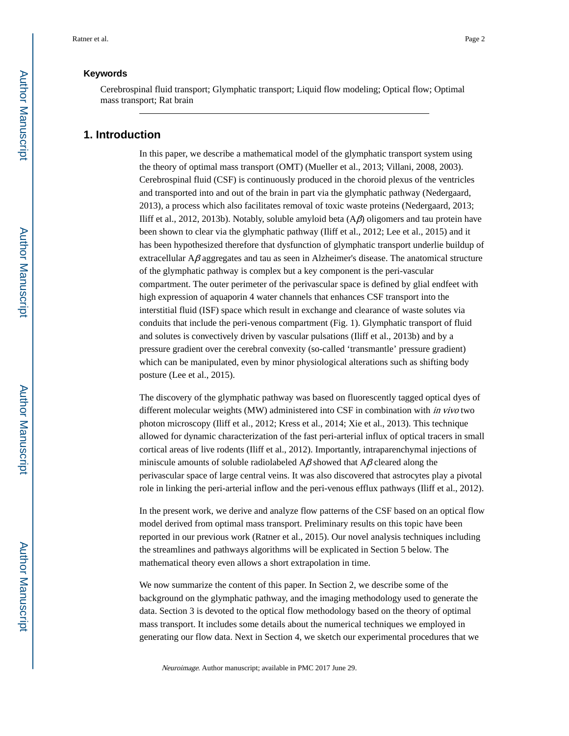### Keywords

Cerebrospinal fluid transport; Glymphatic transport; Liquid flow modeling; Optical flow; Optimal mass transport; Rat brain

## 1. Introduction

In this paper, we describe a mathematical model of the glymphatic transport system using the theory of optimal mass transport (OMT) (Mueller et al., 2013; Villani, 2008, 2003). Cerebrospinal fluid (CSF) is continuously produced in the choroid plexus of the ventricles and transported into and out of the brain in part via the glymphatic pathway (Nedergaard, 2013), a process which also facilitates removal of toxic waste proteins (Nedergaard, 2013; Iliff et al., 2012, 2013b). Notably, soluble amyloid beta (A$\beta$) oligomers and tau protein have been shown to clear via the glymphatic pathway (Iliff et al., 2012; Lee et al., 2015) and it has been hypothesized therefore that dysfunction of glymphatic transport underlie buildup of extracellular A$\beta$ aggregates and tau as seen in Alzheimer's disease. The anatomical structure of the glymphatic pathway is complex but a key component is the peri-vascular compartment. The outer perimeter of the perivascular space is defined by glial endfeet with high expression of aquaporin 4 water channels that enhances CSF transport into the interstitial fluid (ISF) space which result in exchange and clearance of waste solutes via conduits that include the peri-venous compartment (Fig. 1). Glymphatic transport of fluid and solutes is convectively driven by vascular pulsations (Iliff et al., 2013b) and by a pressure gradient over the cerebral convexity (so-called 'transmantle' pressure gradient) which can be manipulated, even by minor physiological alterations such as shifting body posture (Lee et al., 2015).

The discovery of the glymphatic pathway was based on fluorescently tagged optical dyes of different molecular weights (MW) administered into CSF in combination with *in vivo* two photon microscopy (Iliff et al., 2012; Kress et al., 2014; Xie et al., 2013). This technique allowed for dynamic characterization of the fast peri-arterial influx of optical tracers in small cortical areas of live rodents (Iliff et al., 2012). Importantly, intraparenchymal injections of miniscule amounts of soluble radiolabeled A$\beta$ showed that A$\beta$ cleared along the perivascular space of large central veins. It was also discovered that astrocytes play a pivotal role in linking the peri-arterial inflow and the peri-venous efflux pathways (Iliff et al., 2012).

In the present work, we derive and analyze flow patterns of the CSF based on an optical flow model derived from optimal mass transport. Preliminary results on this topic have been reported in our previous work (Ratner et al., 2015). Our novel analysis techniques including the streamlines and pathways algorithms will be explicated in Section 5 below. The mathematical theory even allows a short extrapolation in time.

We now summarize the content of this paper. In Section 2, we describe some of the background on the glymphatic pathway, and the imaging methodology used to generate the data. Section 3 is devoted to the optical flow methodology based on the theory of optimal mass transport. It includes some details about the numerical techniques we employed in generating our flow data. Next in Section 4, we sketch our experimental procedures that we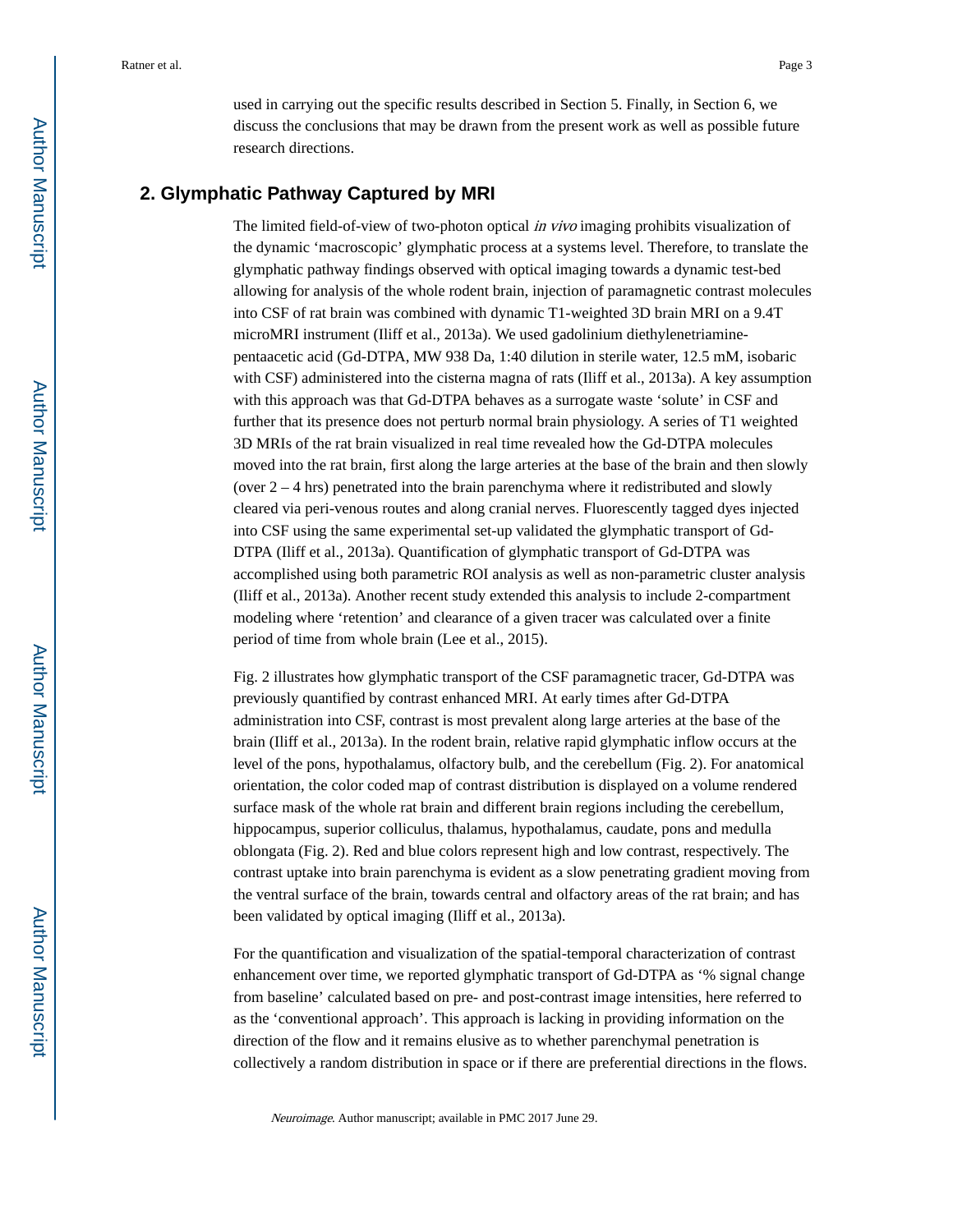used in carrying out the specific results described in Section 5. Finally, in Section 6, we discuss the conclusions that may be drawn from the present work as well as possible future research directions.

## 2. Glymphatic Pathway Captured by MRI

The limited field-of-view of two-photon optical *in vivo* imaging prohibits visualization of the dynamic 'macroscopic' glymphatic process at a systems level. Therefore, to translate the glymphatic pathway findings observed with optical imaging towards a dynamic test-bed allowing for analysis of the whole rodent brain, injection of paramagnetic contrast molecules into CSF of rat brain was combined with dynamic T1-weighted 3D brain MRI on a 9.4T microMRI instrument (Iliff et al., 2013a). We used gadolinium diethylenetriamine-pentaacetic acid (Gd-DTPA, MW 938 Da, 1:40 dilution in sterile water, 12.5 mM, isobaric with CSF) administered into the cisterna magna of rats (Iliff et al., 2013a). A key assumption with this approach was that Gd-DTPA behaves as a surrogate waste 'solute' in CSF and further that its presence does not perturb normal brain physiology. A series of T1 weighted 3D MRIs of the rat brain visualized in real time revealed how the Gd-DTPA molecules moved into the rat brain, first along the large arteries at the base of the brain and then slowly (over 2 – 4 hrs) penetrated into the brain parenchyma where it redistributed and slowly cleared via peri-venous routes and along cranial nerves. Fluorescently tagged dyes injected into CSF using the same experimental set-up validated the glymphatic transport of Gd-DTPA (Iliff et al., 2013a). Quantification of glymphatic transport of Gd-DTPA was accomplished using both parametric ROI analysis as well as non-parametric cluster analysis (Iliff et al., 2013a). Another recent study extended this analysis to include 2-compartment modeling where 'retention' and clearance of a given tracer was calculated over a finite period of time from whole brain (Lee et al., 2015).

Fig. 2 illustrates how glymphatic transport of the CSF paramagnetic tracer, Gd-DTPA was previously quantified by contrast enhanced MRI. At early times after Gd-DTPA administration into CSF, contrast is most prevalent along large arteries at the base of the brain (Iliff et al., 2013a). In the rodent brain, relative rapid glymphatic inflow occurs at the level of the pons, hypothalamus, olfactory bulb, and the cerebellum (Fig. 2). For anatomical orientation, the color coded map of contrast distribution is displayed on a volume rendered surface mask of the whole rat brain and different brain regions including the cerebellum, hippocampus, superior colliculus, thalamus, hypothalamus, caudate, pons and medulla oblongata (Fig. 2). Red and blue colors represent high and low contrast, respectively. The contrast uptake into brain parenchyma is evident as a slow penetrating gradient moving from the ventral surface of the brain, towards central and olfactory areas of the rat brain; and has been validated by optical imaging (Iliff et al., 2013a).

For the quantification and visualization of the spatial-temporal characterization of contrast enhancement over time, we reported glymphatic transport of Gd-DTPA as '% signal change from baseline' calculated based on pre- and post-contrast image intensities, here referred to as the 'conventional approach'. This approach is lacking in providing information on the direction of the flow and it remains elusive as to whether parenchymal penetration is collectively a random distribution in space or if there are preferential directions in the flows.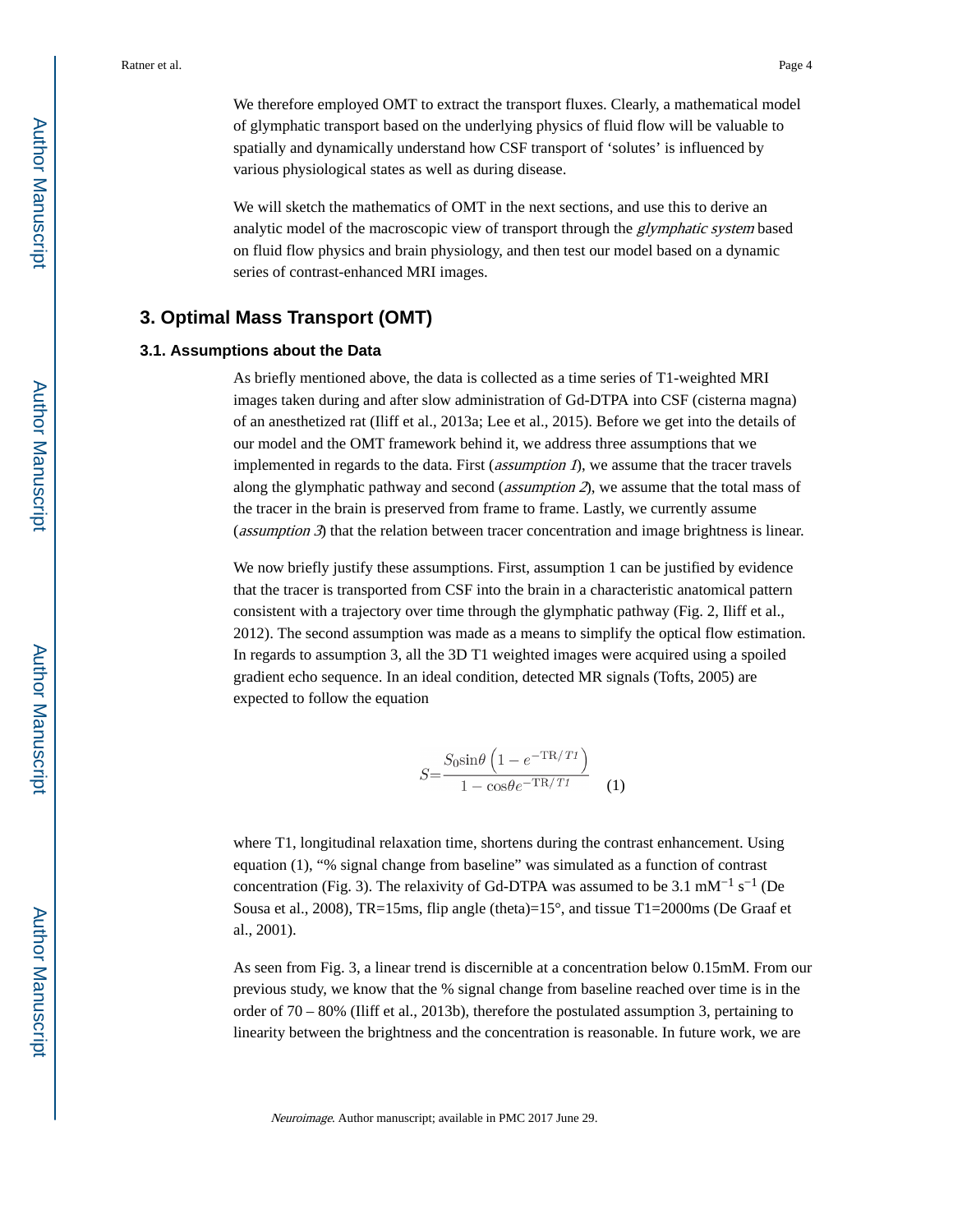We therefore employed OMT to extract the transport fluxes. Clearly, a mathematical model of glymphatic transport based on the underlying physics of fluid flow will be valuable to spatially and dynamically understand how CSF transport of 'solutes' is influenced by various physiological states as well as during disease.

We will sketch the mathematics of OMT in the next sections, and use this to derive an analytic model of the macroscopic view of transport through the *glymphatic system* based on fluid flow physics and brain physiology, and then test our model based on a dynamic series of contrast-enhanced MRI images.

## 3. Optimal Mass Transport (OMT)

### 3.1. Assumptions about the Data

As briefly mentioned above, the data is collected as a time series of T1-weighted MRI images taken during and after slow administration of Gd-DTPA into CSF (cisterna magna) of an anesthetized rat (Iliff et al., 2013a; Lee et al., 2015). Before we get into the details of our model and the OMT framework behind it, we address three assumptions that we implemented in regards to the data. First (*assumption 1*), we assume that the tracer travels along the glymphatic pathway and second (*assumption 2*), we assume that the total mass of the tracer in the brain is preserved from frame to frame. Lastly, we currently assume (*assumption 3*) that the relation between tracer concentration and image brightness is linear.

We now briefly justify these assumptions. First, assumption 1 can be justified by evidence that the tracer is transported from CSF into the brain in a characteristic anatomical pattern consistent with a trajectory over time through the glymphatic pathway (Fig. 2, Iliff et al., 2012). The second assumption was made as a means to simplify the optical flow estimation. In regards to assumption 3, all the 3D T1 weighted images were acquired using a spoiled gradient echo sequence. In an ideal condition, detected MR signals (Tofts, 2005) are expected to follow the equation

$$S = \frac{S_0 \sin\theta \left(1 - e^{-\mathrm{TR}/T1}\right)}{1 - \cos\theta e^{-\mathrm{TR}/T1}} \quad (1)$$

where T1, longitudinal relaxation time, shortens during the contrast enhancement. Using equation (1), "% signal change from baseline" was simulated as a function of contrast concentration (Fig. 3). The relaxivity of Gd-DTPA was assumed to be 3.1 $\mathrm{mM}^{-1}\ \mathrm{s}^{-1}$ (De Sousa et al., 2008), TR=15ms, flip angle (theta)=15°, and tissue T1=2000ms (De Graaf et al., 2001).

As seen from Fig. 3, a linear trend is discernible at a concentration below 0.15mM. From our previous study, we know that the % signal change from baseline reached over time is in the order of 70 – 80% (Iliff et al., 2013b), therefore the postulated assumption 3, pertaining to linearity between the brightness and the concentration is reasonable. In future work, we are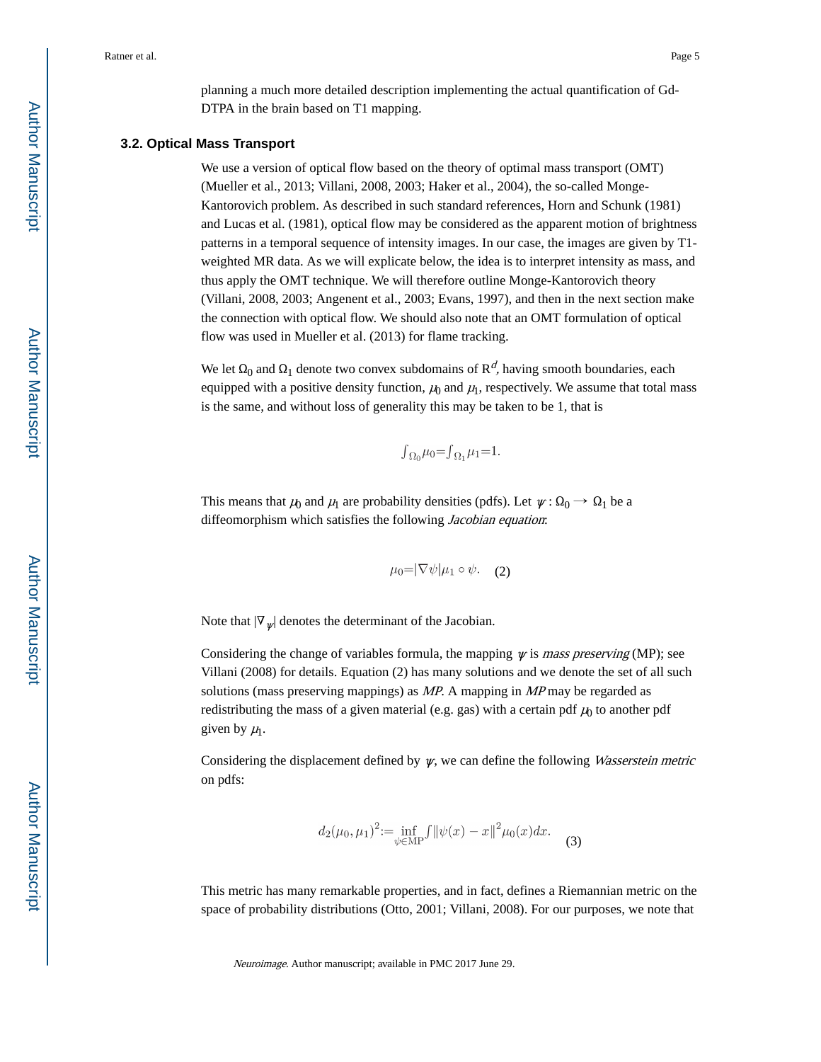planning a much more detailed description implementing the actual quantification of Gd-DTPA in the brain based on T1 mapping.

### 3.2. Optical Mass Transport

We use a version of optical flow based on the theory of optimal mass transport (OMT) (Mueller et al., 2013; Villani, 2008, 2003; Haker et al., 2004), the so-called Monge-Kantorovich problem. As described in such standard references, Horn and Schunk (1981) and Lucas et al. (1981), optical flow may be considered as the apparent motion of brightness patterns in a temporal sequence of intensity images. In our case, the images are given by T1-weighted MR data. As we will explicate below, the idea is to interpret intensity as mass, and thus apply the OMT technique. We will therefore outline Monge-Kantorovich theory (Villani, 2008, 2003; Angenent et al., 2003; Evans, 1997), and then in the next section make the connection with optical flow. We should also note that an OMT formulation of optical flow was used in Mueller et al. (2013) for flame tracking.

We let $\Omega_0$ and $\Omega_1$ denote two convex subdomains of $R^d$, having smooth boundaries, each equipped with a positive density function, $\mu_0$ and $\mu_1$, respectively. We assume that total mass is the same, and without loss of generality this may be taken to be 1, that is

$$\int_{\Omega_0}\mu_0=\int_{\Omega_1}\mu_1=1.$$

This means that $\mu_0$ and $\mu_1$ are probability densities (pdfs). Let $\psi : \Omega_0 \to \Omega_1$ be a diffeomorphism which satisfies the following *Jacobian equation*:

$$\mu_0=|\nabla\psi|\mu_1 \circ \psi. \quad (2)$$

Note that $|\nabla_\psi|$ denotes the determinant of the Jacobian.

Considering the change of variables formula, the mapping $\psi$ is *mass preserving* (MP); see Villani (2008) for details. Equation (2) has many solutions and we denote the set of all such solutions (mass preserving mappings) as *MP*. A mapping in *MP* may be regarded as redistributing the mass of a given material (e.g. gas) with a certain pdf $\mu_0$ to another pdf given by $\mu_1$.

Considering the displacement defined by $\psi$, we can define the following *Wasserstein metric* on pdfs:

$$d_2(\mu_0,\mu_1)^2:=\inf_{\psi\in \text{MP}}\int\|\psi(x)-x\|^2\mu_0(x)dx. \quad (3)$$

This metric has many remarkable properties, and in fact, defines a Riemannian metric on the space of probability distributions (Otto, 2001; Villani, 2008). For our purposes, we note that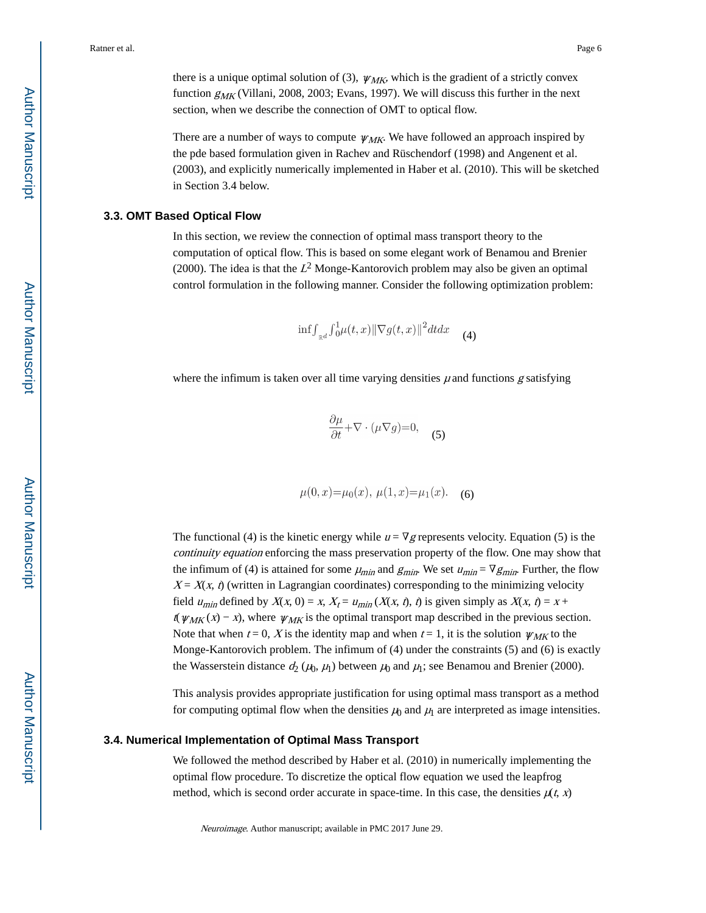there is a unique optimal solution of (3), $\psi_{MK}$, which is the gradient of a strictly convex function $g_{MK}$ (Villani, 2008, 2003; Evans, 1997). We will discuss this further in the next section, when we describe the connection of OMT to optical flow.

There are a number of ways to compute $\psi_{MK}$. We have followed an approach inspired by the pde based formulation given in Rachev and Rüschendorf (1998) and Angenent et al. (2003), and explicitly numerically implemented in Haber et al. (2010). This will be sketched in Section 3.4 below.

### 3.3. OMT Based Optical Flow

In this section, we review the connection of optimal mass transport theory to the computation of optical flow. This is based on some elegant work of Benamou and Brenier (2000). The idea is that the $L^2$ Monge-Kantorovich problem may also be given an optimal control formulation in the following manner. Consider the following optimization problem:

$$\inf \int_{\mathbb{R}^d} \int_0^1 \mu(t,x) \|\nabla g(t,x)\|^2 dt dx \quad (4)$$

where the infimum is taken over all time varying densities $\mu$ and functions $g$ satisfying

$$\frac{\partial \mu}{\partial t} + \nabla \cdot (\mu \nabla g) = 0, \quad (5)$$

$$\mu(0,x) = \mu_0(x), \; \mu(1,x) = \mu_1(x). \quad (6)$$

The functional (4) is the kinetic energy while $u = \nabla g$ represents velocity. Equation (5) is the *continuity equation* enforcing the mass preservation property of the flow. One may show that the infimum of (4) is attained for some $\mu_{min}$ and $g_{min}$. We set $u_{min} = \nabla g_{min}$. Further, the flow $X = X(x, t)$ (written in Lagrangian coordinates) corresponding to the minimizing velocity field $u_{min}$ defined by $X(x, 0) = x$, $X_t = u_{min}(X(x, t), t)$ is given simply as $X(x, t) = x + t(\psi_{MK}(x) - x)$, where $\psi_{MK}$ is the optimal transport map described in the previous section. Note that when $t = 0$, $X$ is the identity map and when $t = 1$, it is the solution $\psi_{MK}$ to the Monge-Kantorovich problem. The infimum of (4) under the constraints (5) and (6) is exactly the Wasserstein distance $d_2(\mu_0, \mu_1)$ between $\mu_0$ and $\mu_1$; see Benamou and Brenier (2000).

This analysis provides appropriate justification for using optimal mass transport as a method for computing optimal flow when the densities $\mu_0$ and $\mu_1$ are interpreted as image intensities.

### 3.4. Numerical Implementation of Optimal Mass Transport

We followed the method described by Haber et al. (2010) in numerically implementing the optimal flow procedure. To discretize the optical flow equation we used the leapfrog method, which is second order accurate in space-time. In this case, the densities $\mu(t, x)$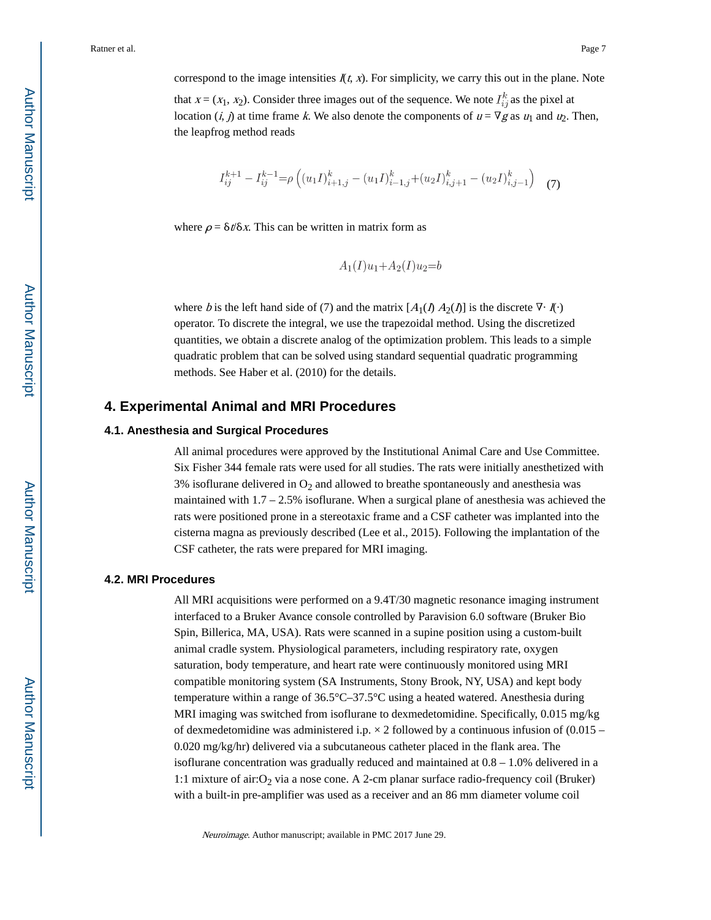correspond to the image intensities $I(t, x)$. For simplicity, we carry this out in the plane. Note that $x = (x_1, x_2)$. Consider three images out of the sequence. We note $I_{ij}^{k}$ as the pixel at location $(i, j)$ at time frame $k$. We also denote the components of $u = \nabla g$ as $u_1$ and $u_2$. Then, the leapfrog method reads

$$I_{ij}^{k+1} - I_{ij}^{k-1} = \rho \left( (u_1 I)_{i+1,j}^{k} - (u_1 I)_{i-1,j}^{k} + (u_2 I)_{i,j+1}^{k} - (u_2 I)_{i,j-1}^{k} \right) \quad (7)$$

where $\rho = \delta t / \delta x$. This can be written in matrix form as

$$A_1(I) u_1 + A_2(I) u_2 = b$$

where $b$ is the left hand side of (7) and the matrix $[A_1(I)\ A_2(I)]$ is the discrete $\nabla \cdot I(\cdot)$ operator. To discrete the integral, we use the trapezoidal method. Using the discretized quantities, we obtain a discrete analog of the optimization problem. This leads to a simple quadratic problem that can be solved using standard sequential quadratic programming methods. See Haber et al. (2010) for the details.

## 4. Experimental Animal and MRI Procedures

### 4.1. Anesthesia and Surgical Procedures

All animal procedures were approved by the Institutional Animal Care and Use Committee. Six Fisher 344 female rats were used for all studies. The rats were initially anesthetized with 3% isoflurane delivered in $O_2$ and allowed to breathe spontaneously and anesthesia was maintained with 1.7 – 2.5% isoflurane. When a surgical plane of anesthesia was achieved the rats were positioned prone in a stereotaxic frame and a CSF catheter was implanted into the cisterna magna as previously described (Lee et al., 2015). Following the implantation of the CSF catheter, the rats were prepared for MRI imaging.

### 4.2. MRI Procedures

All MRI acquisitions were performed on a 9.4T/30 magnetic resonance imaging instrument interfaced to a Bruker Avance console controlled by Paravision 6.0 software (Bruker Bio Spin, Billerica, MA, USA). Rats were scanned in a supine position using a custom-built animal cradle system. Physiological parameters, including respiratory rate, oxygen saturation, body temperature, and heart rate were continuously monitored using MRI compatible monitoring system (SA Instruments, Stony Brook, NY, USA) and kept body temperature within a range of 36.5°C–37.5°C using a heated watered. Anesthesia during MRI imaging was switched from isoflurane to dexmedetomidine. Specifically, 0.015 mg/kg of dexmedetomidine was administered i.p. × 2 followed by a continuous infusion of (0.015 – 0.020 mg/kg/hr) delivered via a subcutaneous catheter placed in the flank area. The isoflurane concentration was gradually reduced and maintained at 0.8 – 1.0% delivered in a 1:1 mixture of air:$O_2$ via a nose cone. A 2-cm planar surface radio-frequency coil (Bruker) with a built-in pre-amplifier was used as a receiver and an 86 mm diameter volume coil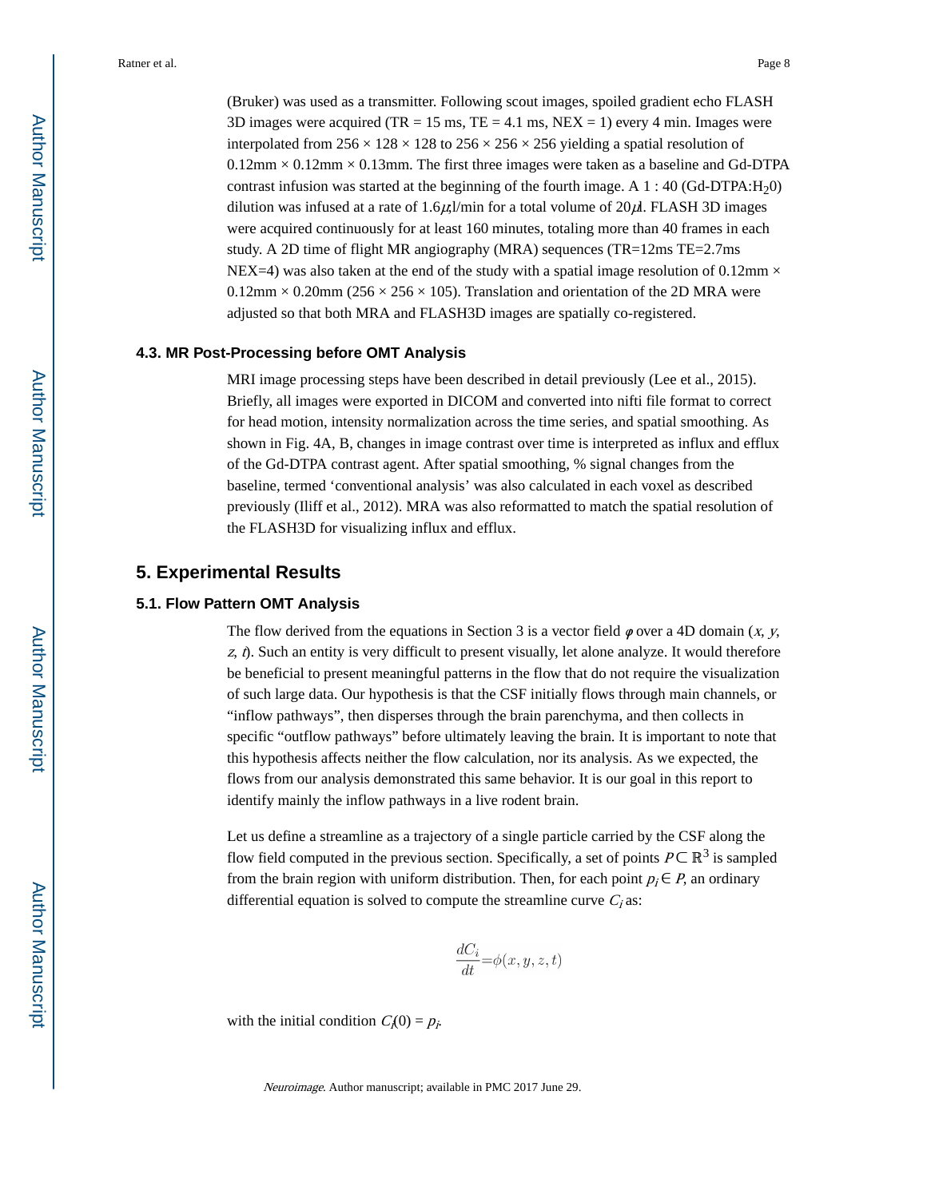(Bruker) was used as a transmitter. Following scout images, spoiled gradient echo FLASH 3D images were acquired (TR = 15 ms, TE = 4.1 ms, NEX = 1) every 4 min. Images were interpolated from 256 × 128 × 128 to 256 × 256 × 256 yielding a spatial resolution of 0.12mm × 0.12mm × 0.13mm. The first three images were taken as a baseline and Gd-DTPA contrast infusion was started at the beginning of the fourth image. A 1 : 40 (Gd-DTPA:$H_2$0) dilution was infused at a rate of 1.6$\mu$l/min for a total volume of 20$\mu$l. FLASH 3D images were acquired continuously for at least 160 minutes, totaling more than 40 frames in each study. A 2D time of flight MR angiography (MRA) sequences (TR=12ms TE=2.7ms NEX=4) was also taken at the end of the study with a spatial image resolution of 0.12mm × 0.12mm × 0.20mm (256 × 256 × 105). Translation and orientation of the 2D MRA were adjusted so that both MRA and FLASH3D images are spatially co-registered.

### 4.3. MR Post-Processing before OMT Analysis

MRI image processing steps have been described in detail previously (Lee et al., 2015). Briefly, all images were exported in DICOM and converted into nifti file format to correct for head motion, intensity normalization across the time series, and spatial smoothing. As shown in Fig. 4A, B, changes in image contrast over time is interpreted as influx and efflux of the Gd-DTPA contrast agent. After spatial smoothing, % signal changes from the baseline, termed 'conventional analysis' was also calculated in each voxel as described previously (Iliff et al., 2012). MRA was also reformatted to match the spatial resolution of the FLASH3D for visualizing influx and efflux.

## 5. Experimental Results

### 5.1. Flow Pattern OMT Analysis

The flow derived from the equations in Section 3 is a vector field $\varphi$ over a 4D domain ($x$, $y$, $z$, $t$). Such an entity is very difficult to present visually, let alone analyze. It would therefore be beneficial to present meaningful patterns in the flow that do not require the visualization of such large data. Our hypothesis is that the CSF initially flows through main channels, or "inflow pathways", then disperses through the brain parenchyma, and then collects in specific "outflow pathways" before ultimately leaving the brain. It is important to note that this hypothesis affects neither the flow calculation, nor its analysis. As we expected, the flows from our analysis demonstrated this same behavior. It is our goal in this report to identify mainly the inflow pathways in a live rodent brain.

Let us define a streamline as a trajectory of a single particle carried by the CSF along the flow field computed in the previous section. Specifically, a set of points $P \subset \mathbb{R}^3$ is sampled from the brain region with uniform distribution. Then, for each point $p_i \in P$, an ordinary differential equation is solved to compute the streamline curve $C_i$ as:

$$\frac{dC_i}{dt} = \phi(x, y, z, t)$$

with the initial condition $C_i(0) = p_i$.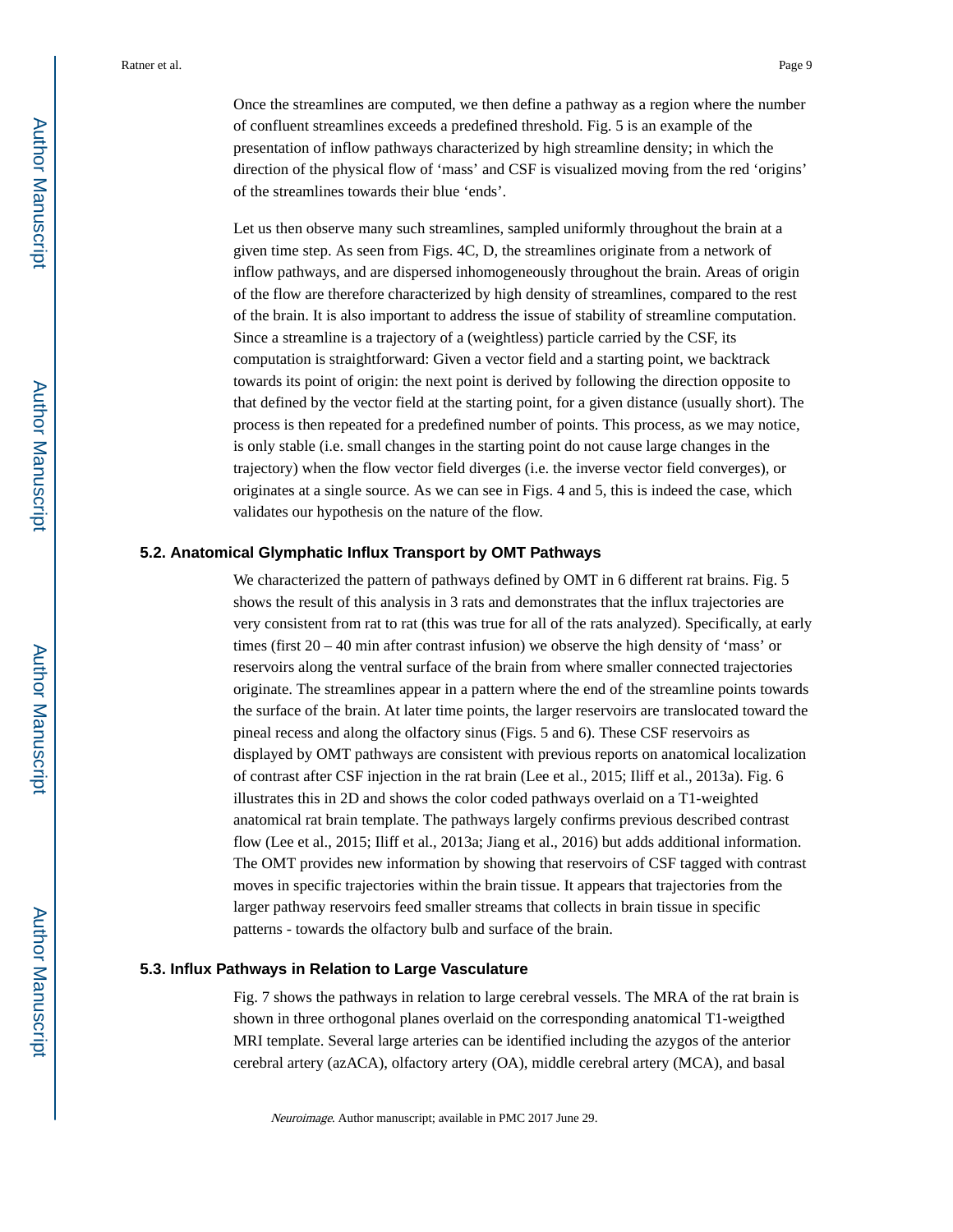Once the streamlines are computed, we then define a pathway as a region where the number of confluent streamlines exceeds a predefined threshold. Fig. 5 is an example of the presentation of inflow pathways characterized by high streamline density; in which the direction of the physical flow of 'mass' and CSF is visualized moving from the red 'origins' of the streamlines towards their blue 'ends'.

Let us then observe many such streamlines, sampled uniformly throughout the brain at a given time step. As seen from Figs. 4C, D, the streamlines originate from a network of inflow pathways, and are dispersed inhomogeneously throughout the brain. Areas of origin of the flow are therefore characterized by high density of streamlines, compared to the rest of the brain. It is also important to address the issue of stability of streamline computation. Since a streamline is a trajectory of a (weightless) particle carried by the CSF, its computation is straightforward: Given a vector field and a starting point, we backtrack towards its point of origin: the next point is derived by following the direction opposite to that defined by the vector field at the starting point, for a given distance (usually short). The process is then repeated for a predefined number of points. This process, as we may notice, is only stable (i.e. small changes in the starting point do not cause large changes in the trajectory) when the flow vector field diverges (i.e. the inverse vector field converges), or originates at a single source. As we can see in Figs. 4 and 5, this is indeed the case, which validates our hypothesis on the nature of the flow.

### 5.2. Anatomical Glymphatic Influx Transport by OMT Pathways

We characterized the pattern of pathways defined by OMT in 6 different rat brains. Fig. 5 shows the result of this analysis in 3 rats and demonstrates that the influx trajectories are very consistent from rat to rat (this was true for all of the rats analyzed). Specifically, at early times (first 20 – 40 min after contrast infusion) we observe the high density of 'mass' or reservoirs along the ventral surface of the brain from where smaller connected trajectories originate. The streamlines appear in a pattern where the end of the streamline points towards the surface of the brain. At later time points, the larger reservoirs are translocated toward the pineal recess and along the olfactory sinus (Figs. 5 and 6). These CSF reservoirs as displayed by OMT pathways are consistent with previous reports on anatomical localization of contrast after CSF injection in the rat brain (Lee et al., 2015; Iliff et al., 2013a). Fig. 6 illustrates this in 2D and shows the color coded pathways overlaid on a T1-weighted anatomical rat brain template. The pathways largely confirms previous described contrast flow (Lee et al., 2015; Iliff et al., 2013a; Jiang et al., 2016) but adds additional information. The OMT provides new information by showing that reservoirs of CSF tagged with contrast moves in specific trajectories within the brain tissue. It appears that trajectories from the larger pathway reservoirs feed smaller streams that collects in brain tissue in specific patterns - towards the olfactory bulb and surface of the brain.

### 5.3. Influx Pathways in Relation to Large Vasculature

Fig. 7 shows the pathways in relation to large cerebral vessels. The MRA of the rat brain is shown in three orthogonal planes overlaid on the corresponding anatomical T1-weigthed MRI template. Several large arteries can be identified including the azygos of the anterior cerebral artery (azACA), olfactory artery (OA), middle cerebral artery (MCA), and basal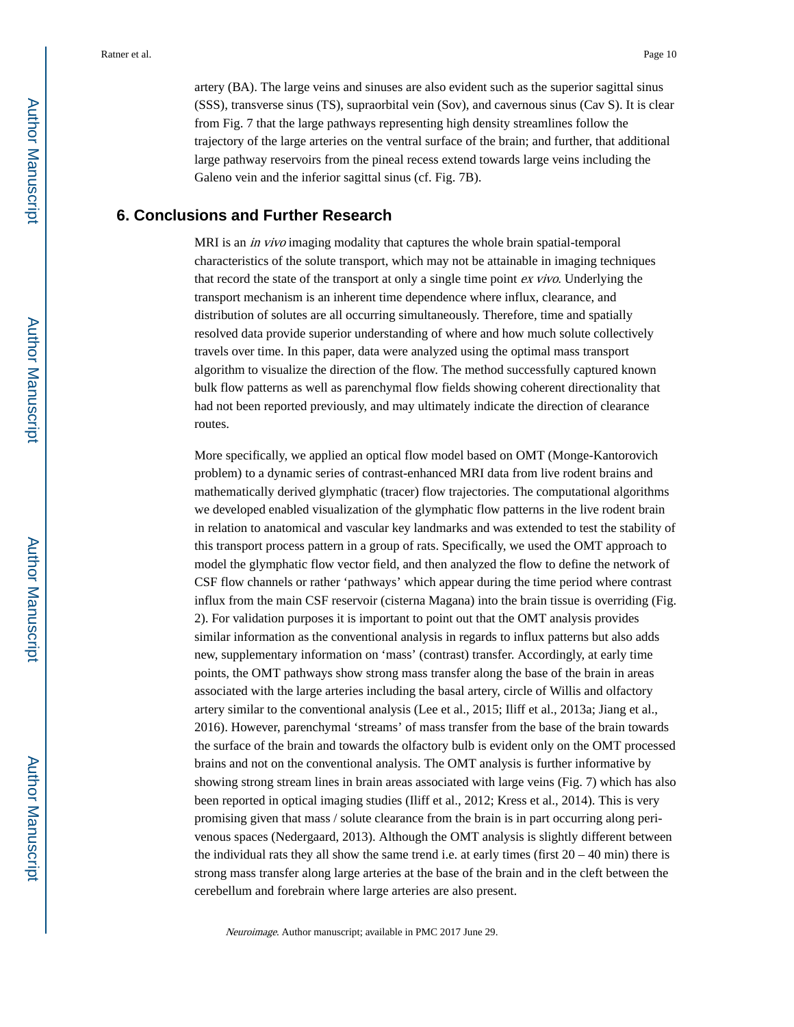artery (BA). The large veins and sinuses are also evident such as the superior sagittal sinus (SSS), transverse sinus (TS), supraorbital vein (Sov), and cavernous sinus (Cav S). It is clear from Fig. 7 that the large pathways representing high density streamlines follow the trajectory of the large arteries on the ventral surface of the brain; and further, that additional large pathway reservoirs from the pineal recess extend towards large veins including the Galeno vein and the inferior sagittal sinus (cf. Fig. 7B).

## 6. Conclusions and Further Research

MRI is an *in vivo* imaging modality that captures the whole brain spatial-temporal characteristics of the solute transport, which may not be attainable in imaging techniques that record the state of the transport at only a single time point *ex vivo*. Underlying the transport mechanism is an inherent time dependence where influx, clearance, and distribution of solutes are all occurring simultaneously. Therefore, time and spatially resolved data provide superior understanding of where and how much solute collectively travels over time. In this paper, data were analyzed using the optimal mass transport algorithm to visualize the direction of the flow. The method successfully captured known bulk flow patterns as well as parenchymal flow fields showing coherent directionality that had not been reported previously, and may ultimately indicate the direction of clearance routes.

More specifically, we applied an optical flow model based on OMT (Monge-Kantorovich problem) to a dynamic series of contrast-enhanced MRI data from live rodent brains and mathematically derived glymphatic (tracer) flow trajectories. The computational algorithms we developed enabled visualization of the glymphatic flow patterns in the live rodent brain in relation to anatomical and vascular key landmarks and was extended to test the stability of this transport process pattern in a group of rats. Specifically, we used the OMT approach to model the glymphatic flow vector field, and then analyzed the flow to define the network of CSF flow channels or rather 'pathways' which appear during the time period where contrast influx from the main CSF reservoir (cisterna Magana) into the brain tissue is overriding (Fig. 2). For validation purposes it is important to point out that the OMT analysis provides similar information as the conventional analysis in regards to influx patterns but also adds new, supplementary information on 'mass' (contrast) transfer. Accordingly, at early time points, the OMT pathways show strong mass transfer along the base of the brain in areas associated with the large arteries including the basal artery, circle of Willis and olfactory artery similar to the conventional analysis (Lee et al., 2015; Iliff et al., 2013a; Jiang et al., 2016). However, parenchymal 'streams' of mass transfer from the base of the brain towards the surface of the brain and towards the olfactory bulb is evident only on the OMT processed brains and not on the conventional analysis. The OMT analysis is further informative by showing strong stream lines in brain areas associated with large veins (Fig. 7) which has also been reported in optical imaging studies (Iliff et al., 2012; Kress et al., 2014). This is very promising given that mass / solute clearance from the brain is in part occurring along peri-venous spaces (Nedergaard, 2013). Although the OMT analysis is slightly different between the individual rats they all show the same trend i.e. at early times (first 20 – 40 min) there is strong mass transfer along large arteries at the base of the brain and in the cleft between the cerebellum and forebrain where large arteries are also present.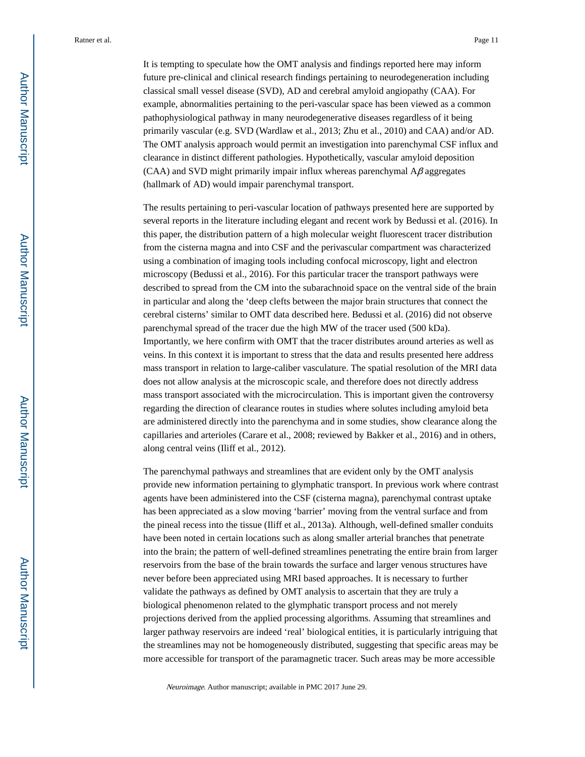It is tempting to speculate how the OMT analysis and findings reported here may inform future pre-clinical and clinical research findings pertaining to neurodegeneration including classical small vessel disease (SVD), AD and cerebral amyloid angiopathy (CAA). For example, abnormalities pertaining to the peri-vascular space has been viewed as a common pathophysiological pathway in many neurodegenerative diseases regardless of it being primarily vascular (e.g. SVD (Wardlaw et al., 2013; Zhu et al., 2010) and CAA) and/or AD. The OMT analysis approach would permit an investigation into parenchymal CSF influx and clearance in distinct different pathologies. Hypothetically, vascular amyloid deposition (CAA) and SVD might primarily impair influx whereas parenchymal A$\beta$ aggregates (hallmark of AD) would impair parenchymal transport.

The results pertaining to peri-vascular location of pathways presented here are supported by several reports in the literature including elegant and recent work by Bedussi et al. (2016). In this paper, the distribution pattern of a high molecular weight fluorescent tracer distribution from the cisterna magna and into CSF and the perivascular compartment was characterized using a combination of imaging tools including confocal microscopy, light and electron microscopy (Bedussi et al., 2016). For this particular tracer the transport pathways were described to spread from the CM into the subarachnoid space on the ventral side of the brain in particular and along the 'deep clefts between the major brain structures that connect the cerebral cisterns' similar to OMT data described here. Bedussi et al. (2016) did not observe parenchymal spread of the tracer due the high MW of the tracer used (500 kDa). Importantly, we here confirm with OMT that the tracer distributes around arteries as well as veins. In this context it is important to stress that the data and results presented here address mass transport in relation to large-caliber vasculature. The spatial resolution of the MRI data does not allow analysis at the microscopic scale, and therefore does not directly address mass transport associated with the microcirculation. This is important given the controversy regarding the direction of clearance routes in studies where solutes including amyloid beta are administered directly into the parenchyma and in some studies, show clearance along the capillaries and arterioles (Carare et al., 2008; reviewed by Bakker et al., 2016) and in others, along central veins (Iliff et al., 2012).

The parenchymal pathways and streamlines that are evident only by the OMT analysis provide new information pertaining to glymphatic transport. In previous work where contrast agents have been administered into the CSF (cisterna magna), parenchymal contrast uptake has been appreciated as a slow moving 'barrier' moving from the ventral surface and from the pineal recess into the tissue (Iliff et al., 2013a). Although, well-defined smaller conduits have been noted in certain locations such as along smaller arterial branches that penetrate into the brain; the pattern of well-defined streamlines penetrating the entire brain from larger reservoirs from the base of the brain towards the surface and larger venous structures have never before been appreciated using MRI based approaches. It is necessary to further validate the pathways as defined by OMT analysis to ascertain that they are truly a biological phenomenon related to the glymphatic transport process and not merely projections derived from the applied processing algorithms. Assuming that streamlines and larger pathway reservoirs are indeed 'real' biological entities, it is particularly intriguing that the streamlines may not be homogeneously distributed, suggesting that specific areas may be more accessible for transport of the paramagnetic tracer. Such areas may be more accessible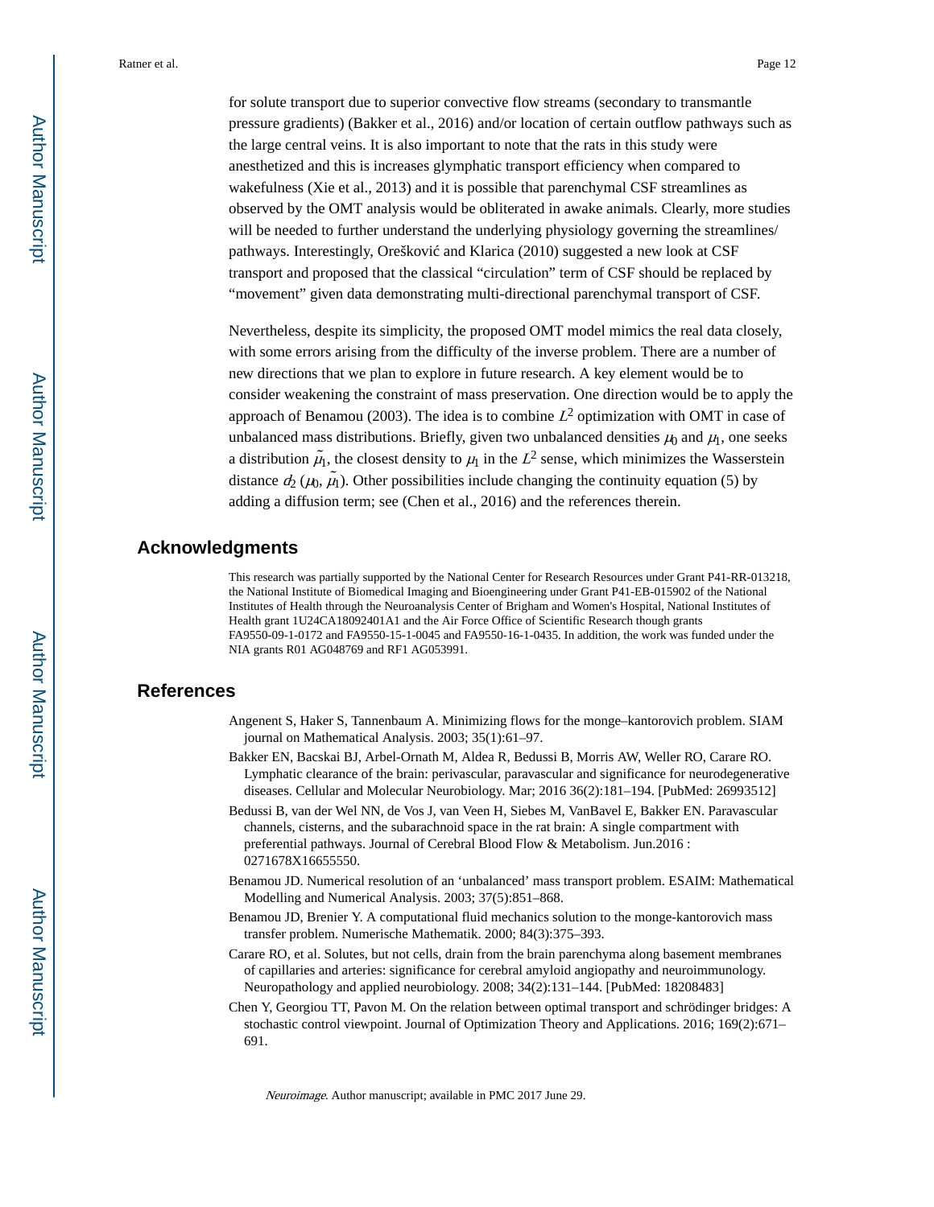for solute transport due to superior convective flow streams (secondary to transmantle pressure gradients) (Bakker et al., 2016) and/or location of certain outflow pathways such as the large central veins. It is also important to note that the rats in this study were anesthetized and this is increases glymphatic transport efficiency when compared to wakefulness (Xie et al., 2013) and it is possible that parenchymal CSF streamlines as observed by the OMT analysis would be obliterated in awake animals. Clearly, more studies will be needed to further understand the underlying physiology governing the streamlines/pathways. Interestingly, Orešković and Klarica (2010) suggested a new look at CSF transport and proposed that the classical "circulation" term of CSF should be replaced by "movement" given data demonstrating multi-directional parenchymal transport of CSF.

Nevertheless, despite its simplicity, the proposed OMT model mimics the real data closely, with some errors arising from the difficulty of the inverse problem. There are a number of new directions that we plan to explore in future research. A key element would be to consider weakening the constraint of mass preservation. One direction would be to apply the approach of Benamou (2003). The idea is to combine $L^2$ optimization with OMT in case of unbalanced mass distributions. Briefly, given two unbalanced densities $\mu_0$ and $\mu_1$, one seeks a distribution $\tilde{\mu}_1$, the closest density to $\mu_1$ in the $L^2$ sense, which minimizes the Wasserstein distance $d_2(\mu_0, \tilde{\mu}_1)$. Other possibilities include changing the continuity equation (5) by adding a diffusion term; see (Chen et al., 2016) and the references therein.

## Acknowledgments

This research was partially supported by the National Center for Research Resources under Grant P41-RR-013218, the National Institute of Biomedical Imaging and Bioengineering under Grant P41-EB-015902 of the National Institutes of Health through the Neuroanalysis Center of Brigham and Women's Hospital, National Institutes of Health grant 1U24CA18092401A1 and the Air Force Office of Scientific Research though grants FA9550-09-1-0172 and FA9550-15-1-0045 and FA9550-16-1-0435. In addition, the work was funded under the NIA grants R01 AG048769 and RF1 AG053991.

## References

Angenent S, Haker S, Tannenbaum A. Minimizing flows for the monge–kantorovich problem. SIAM journal on Mathematical Analysis. 2003; 35(1):61–97.

Bakker EN, Bacskai BJ, Arbel-Ornath M, Aldea R, Bedussi B, Morris AW, Weller RO, Carare RO. Lymphatic clearance of the brain: perivascular, paravascular and significance for neurodegenerative diseases. Cellular and Molecular Neurobiology. Mar; 2016 36(2):181–194. [PubMed: 26993512]

Bedussi B, van der Wel NN, de Vos J, van Veen H, Siebes M, VanBavel E, Bakker EN. Paravascular channels, cisterns, and the subarachnoid space in the rat brain: A single compartment with preferential pathways. Journal of Cerebral Blood Flow & Metabolism. Jun.2016 : 0271678X16655550.

Benamou JD. Numerical resolution of an 'unbalanced' mass transport problem. ESAIM: Mathematical Modelling and Numerical Analysis. 2003; 37(5):851–868.

Benamou JD, Brenier Y. A computational fluid mechanics solution to the monge-kantorovich mass transfer problem. Numerische Mathematik. 2000; 84(3):375–393.

Carare RO, et al. Solutes, but not cells, drain from the brain parenchyma along basement membranes of capillaries and arteries: significance for cerebral amyloid angiopathy and neuroimmunology. Neuropathology and applied neurobiology. 2008; 34(2):131–144. [PubMed: 18208483]

Chen Y, Georgiou TT, Pavon M. On the relation between optimal transport and schrödinger bridges: A stochastic control viewpoint. Journal of Optimization Theory and Applications. 2016; 169(2):671–691.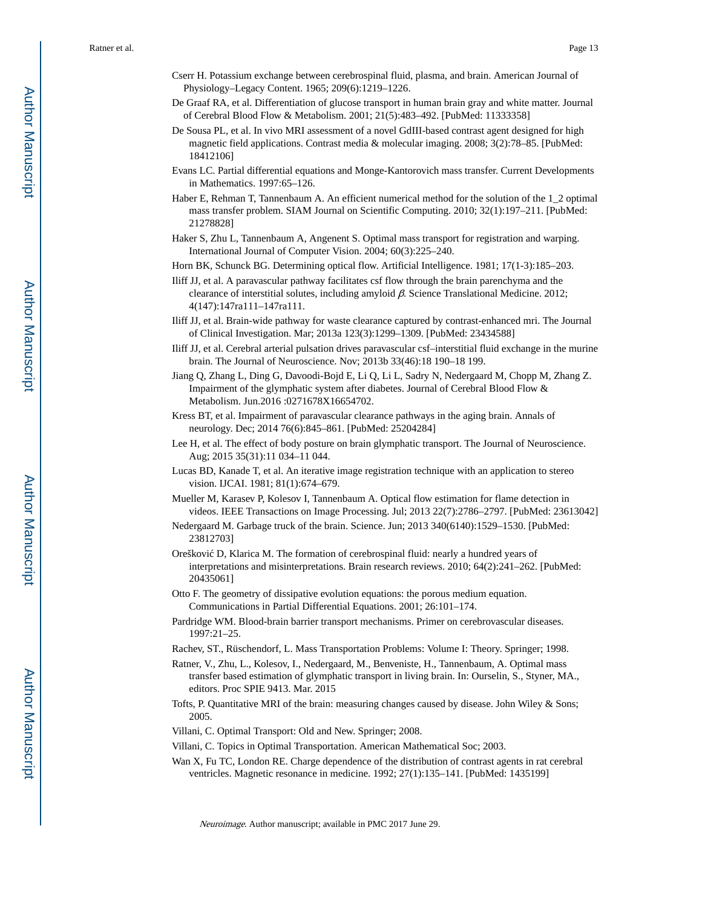Cserr H. Potassium exchange between cerebrospinal fluid, plasma, and brain. American Journal of Physiology–Legacy Content. 1965; 209(6):1219–1226.

De Graaf RA, et al. Differentiation of glucose transport in human brain gray and white matter. Journal of Cerebral Blood Flow & Metabolism. 2001; 21(5):483–492. [PubMed: 11333358]

De Sousa PL, et al. In vivo MRI assessment of a novel GdIII-based contrast agent designed for high magnetic field applications. Contrast media & molecular imaging. 2008; 3(2):78–85. [PubMed: 18412106]

Evans LC. Partial differential equations and Monge-Kantorovich mass transfer. Current Developments in Mathematics. 1997:65–126.

Haber E, Rehman T, Tannenbaum A. An efficient numerical method for the solution of the 1_2 optimal mass transfer problem. SIAM Journal on Scientific Computing. 2010; 32(1):197–211. [PubMed: 21278828]

Haker S, Zhu L, Tannenbaum A, Angenent S. Optimal mass transport for registration and warping. International Journal of Computer Vision. 2004; 60(3):225–240.

Horn BK, Schunck BG. Determining optical flow. Artificial Intelligence. 1981; 17(1-3):185–203.

Iliff JJ, et al. A paravascular pathway facilitates csf flow through the brain parenchyma and the clearance of interstitial solutes, including amyloid $\beta$. Science Translational Medicine. 2012; 4(147):147ra111–147ra111.

Iliff JJ, et al. Brain-wide pathway for waste clearance captured by contrast-enhanced mri. The Journal of Clinical Investigation. Mar; 2013a 123(3):1299–1309. [PubMed: 23434588]

Iliff JJ, et al. Cerebral arterial pulsation drives paravascular csf–interstitial fluid exchange in the murine brain. The Journal of Neuroscience. Nov; 2013b 33(46):18 190–18 199.

Jiang Q, Zhang L, Ding G, Davoodi-Bojd E, Li Q, Li L, Sadry N, Nedergaard M, Chopp M, Zhang Z. Impairment of the glymphatic system after diabetes. Journal of Cerebral Blood Flow & Metabolism. Jun.2016 :0271678X16654702.

Kress BT, et al. Impairment of paravascular clearance pathways in the aging brain. Annals of neurology. Dec; 2014 76(6):845–861. [PubMed: 25204284]

Lee H, et al. The effect of body posture on brain glymphatic transport. The Journal of Neuroscience. Aug; 2015 35(31):11 034–11 044.

Lucas BD, Kanade T, et al. An iterative image registration technique with an application to stereo vision. IJCAI. 1981; 81(1):674–679.

Mueller M, Karasev P, Kolesov I, Tannenbaum A. Optical flow estimation for flame detection in videos. IEEE Transactions on Image Processing. Jul; 2013 22(7):2786–2797. [PubMed: 23613042]

Nedergaard M. Garbage truck of the brain. Science. Jun; 2013 340(6140):1529–1530. [PubMed: 23812703]

Orešković D, Klarica M. The formation of cerebrospinal fluid: nearly a hundred years of interpretations and misinterpretations. Brain research reviews. 2010; 64(2):241–262. [PubMed: 20435061]

Otto F. The geometry of dissipative evolution equations: the porous medium equation. Communications in Partial Differential Equations. 2001; 26:101–174.

Pardridge WM. Blood-brain barrier transport mechanisms. Primer on cerebrovascular diseases. 1997:21–25.

Rachev, ST., Rüschendorf, L. Mass Transportation Problems: Volume I: Theory. Springer; 1998.

Ratner, V., Zhu, L., Kolesov, I., Nedergaard, M., Benveniste, H., Tannenbaum, A. Optimal mass transfer based estimation of glymphatic transport in living brain. In: Ourselin, S., Styner, MA., editors. Proc SPIE 9413. Mar. 2015

Tofts, P. Quantitative MRI of the brain: measuring changes caused by disease. John Wiley & Sons; 2005.

Villani, C. Optimal Transport: Old and New. Springer; 2008.

Villani, C. Topics in Optimal Transportation. American Mathematical Soc; 2003.

Wan X, Fu TC, London RE. Charge dependence of the distribution of contrast agents in rat cerebral ventricles. Magnetic resonance in medicine. 1992; 27(1):135–141. [PubMed: 1435199]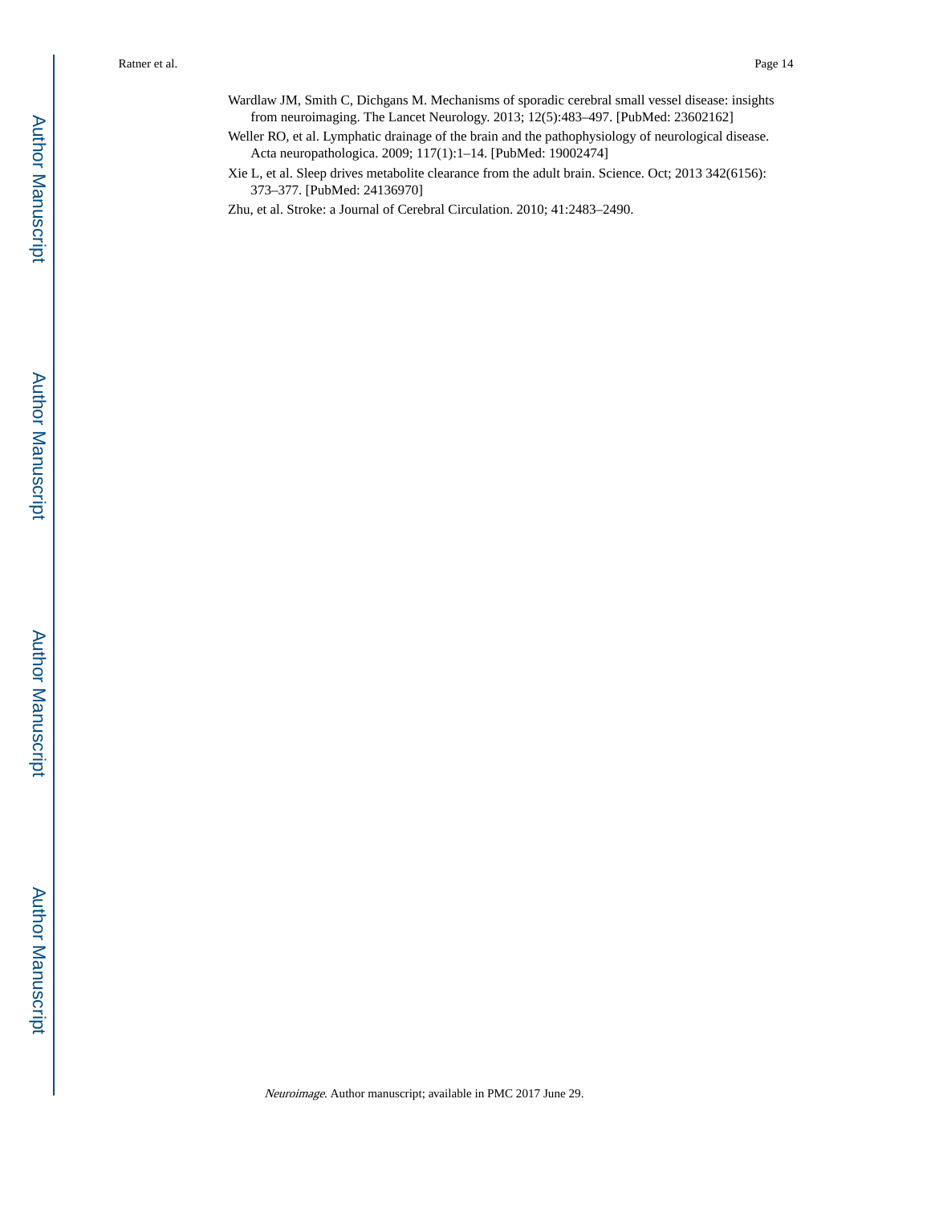Wardlaw JM, Smith C, Dichgans M. Mechanisms of sporadic cerebral small vessel disease: insights from neuroimaging. The Lancet Neurology. 2013; 12(5):483–497. [PubMed: 23602162]

Weller RO, et al. Lymphatic drainage of the brain and the pathophysiology of neurological disease. Acta neuropathologica. 2009; 117(1):1–14. [PubMed: 19002474]

Xie L, et al. Sleep drives metabolite clearance from the adult brain. Science. Oct; 2013 342(6156): 373–377. [PubMed: 24136970]

Zhu, et al. Stroke: a Journal of Cerebral Circulation. 2010; 41:2483–2490.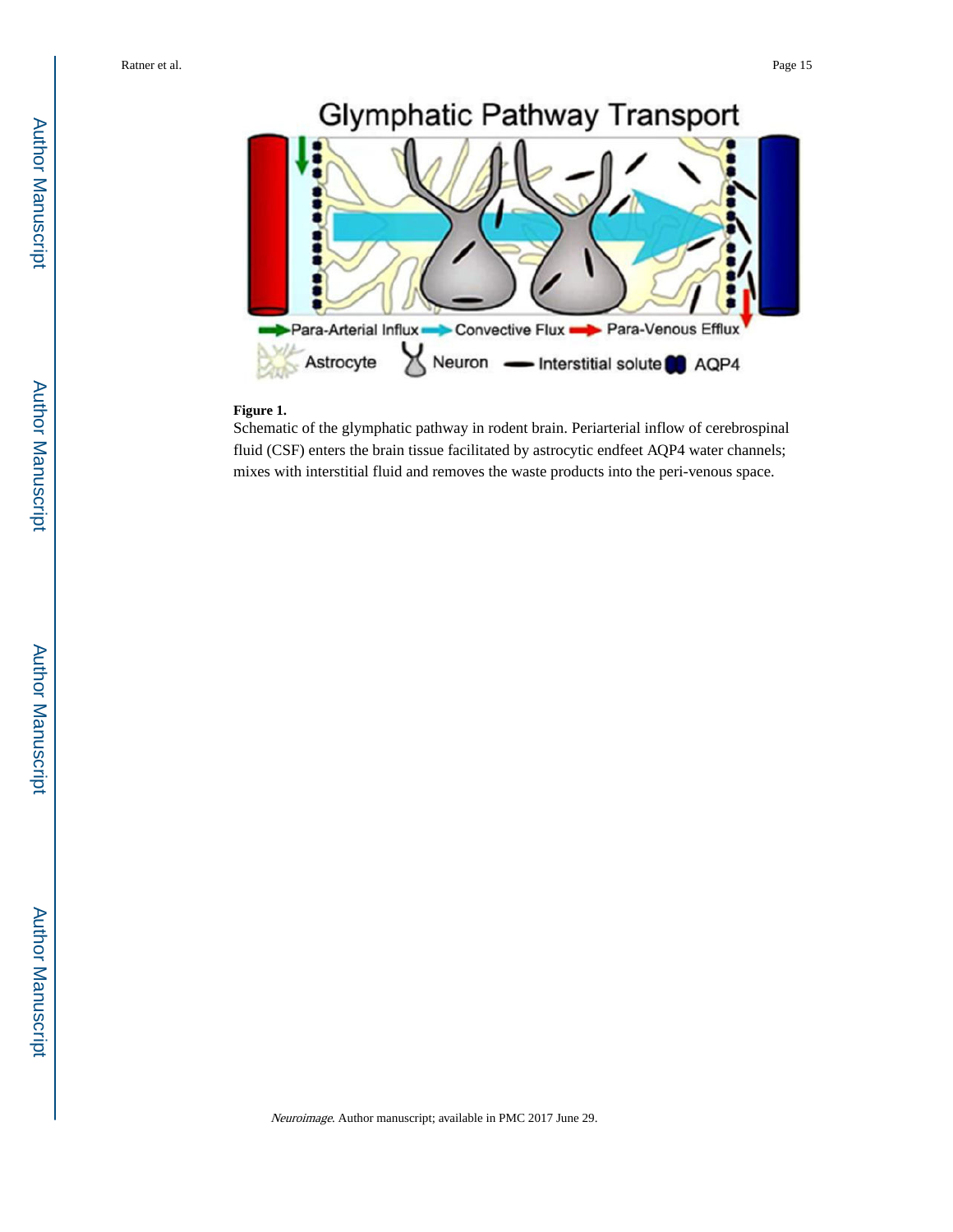**Figure 1.**

Schematic of the glymphatic pathway in rodent brain. Periarterial inflow of cerebrospinal fluid (CSF) enters the brain tissue facilitated by astrocytic endfeet AQP4 water channels; mixes with interstitial fluid and removes the waste products into the peri-venous space.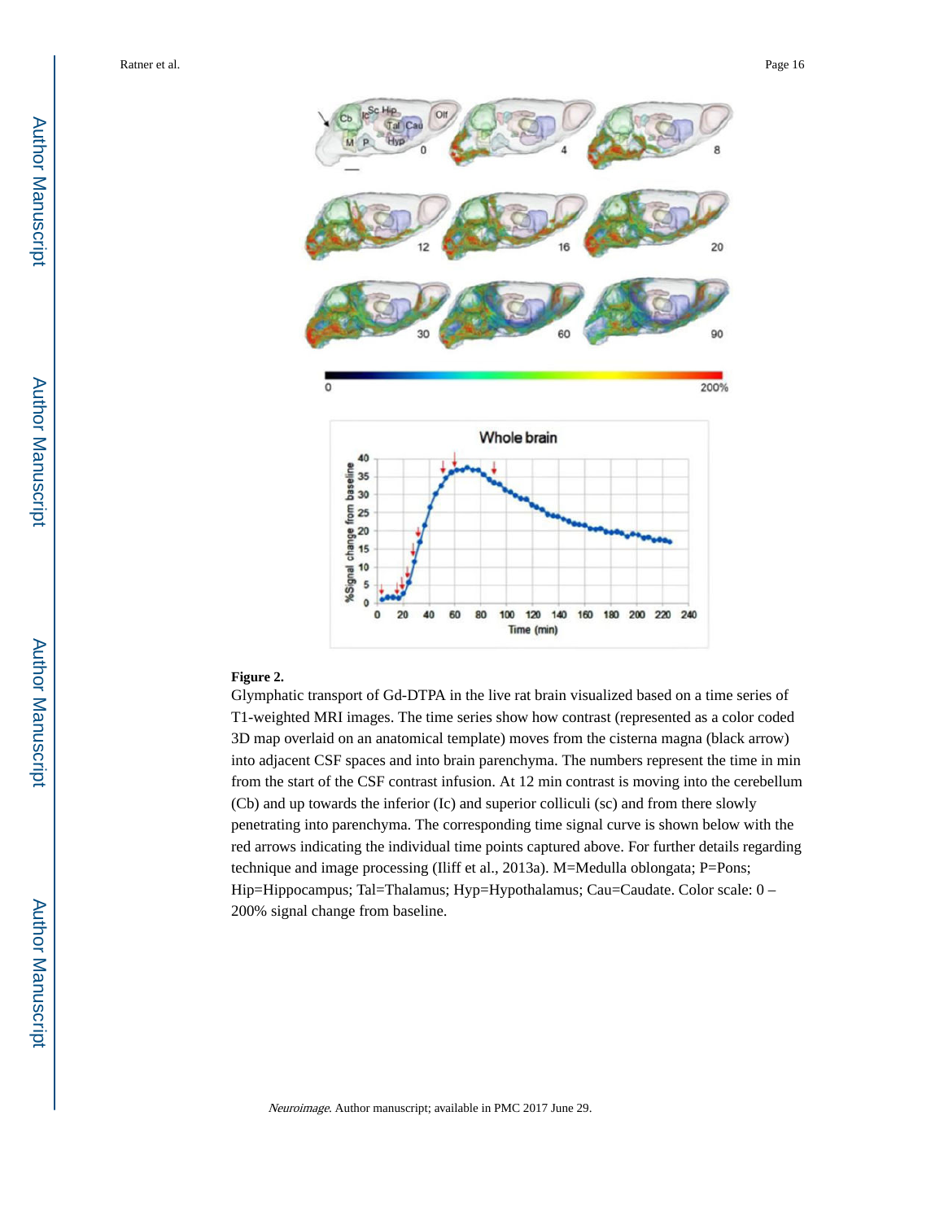**Figure 2.**

Glymphatic transport of Gd-DTPA in the live rat brain visualized based on a time series of T1-weighted MRI images. The time series show how contrast (represented as a color coded 3D map overlaid on an anatomical template) moves from the cisterna magna (black arrow) into adjacent CSF spaces and into brain parenchyma. The numbers represent the time in min from the start of the CSF contrast infusion. At 12 min contrast is moving into the cerebellum (Cb) and up towards the inferior (Ic) and superior colliculi (sc) and from there slowly penetrating into parenchyma. The corresponding time signal curve is shown below with the red arrows indicating the individual time points captured above. For further details regarding technique and image processing (Iliff et al., 2013a). M=Medulla oblongata; P=Pons; Hip=Hippocampus; Tal=Thalamus; Hyp=Hypothalamus; Cau=Caudate. Color scale: 0 – 200% signal change from baseline.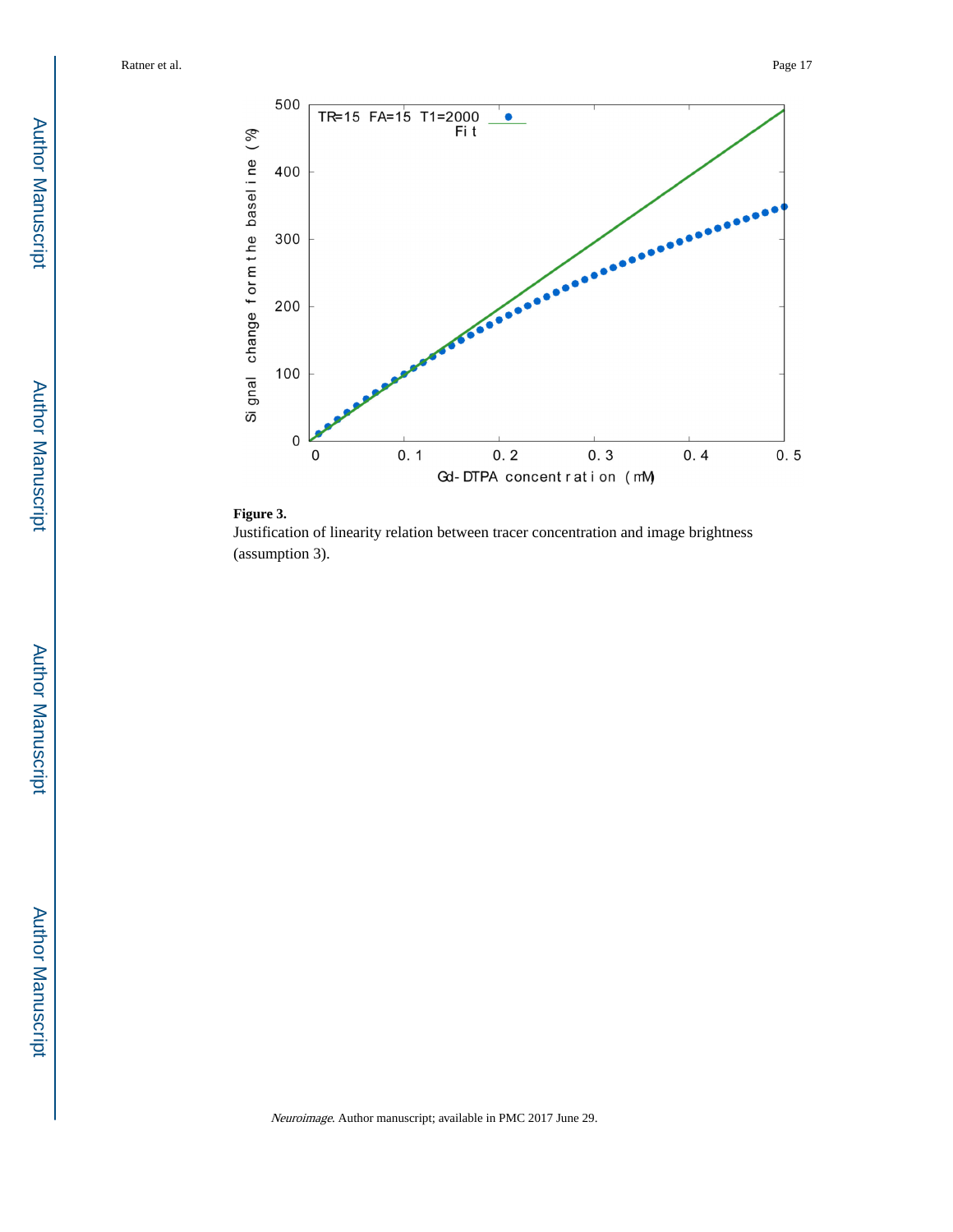**Figure 3.**

Justification of linearity relation between tracer concentration and image brightness (assumption 3).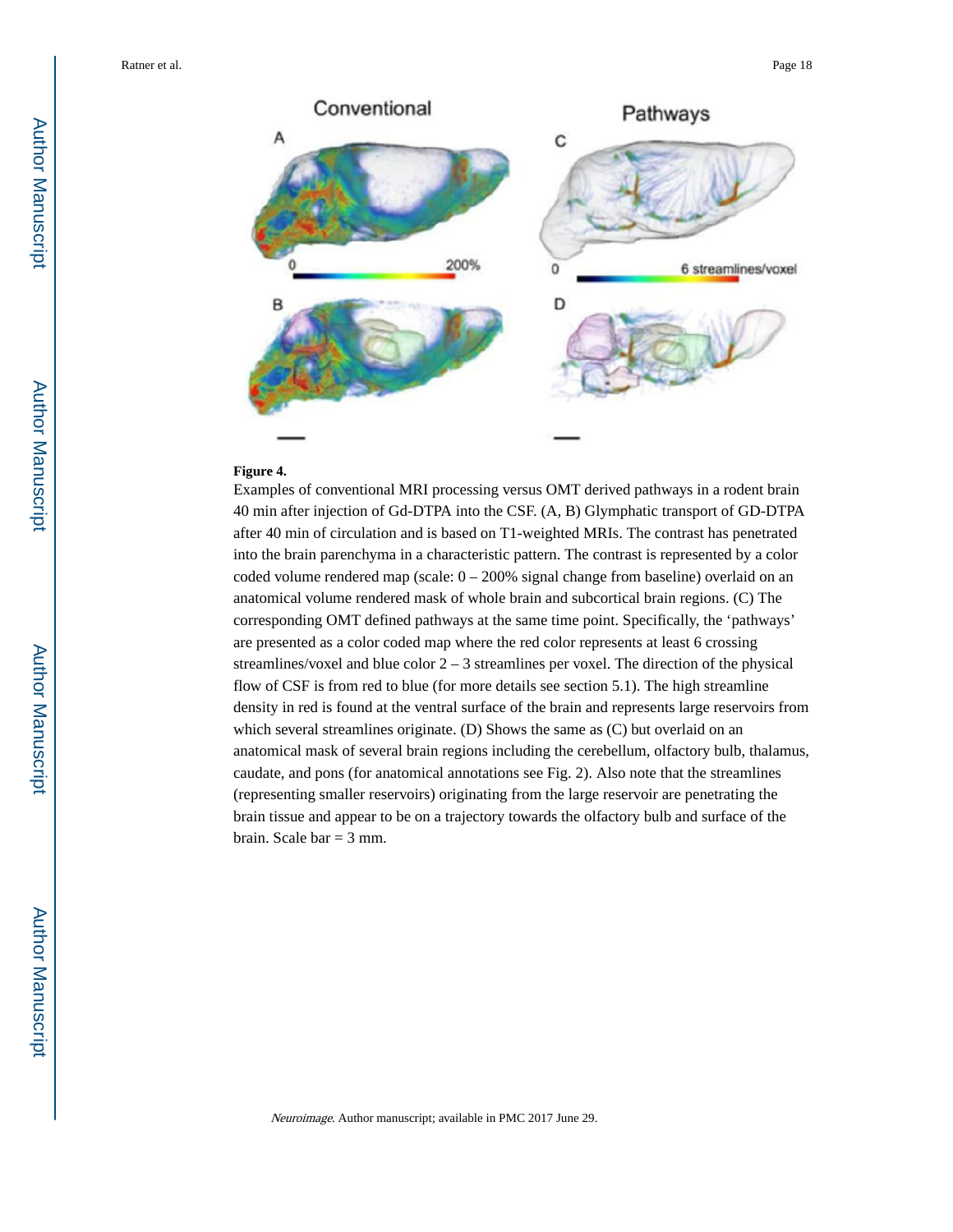**Figure 4.**

Examples of conventional MRI processing versus OMT derived pathways in a rodent brain 40 min after injection of Gd-DTPA into the CSF. (A, B) Glymphatic transport of GD-DTPA after 40 min of circulation and is based on T1-weighted MRIs. The contrast has penetrated into the brain parenchyma in a characteristic pattern. The contrast is represented by a color coded volume rendered map (scale: 0 – 200% signal change from baseline) overlaid on an anatomical volume rendered mask of whole brain and subcortical brain regions. (C) The corresponding OMT defined pathways at the same time point. Specifically, the 'pathways' are presented as a color coded map where the red color represents at least 6 crossing streamlines/voxel and blue color 2 – 3 streamlines per voxel. The direction of the physical flow of CSF is from red to blue (for more details see section 5.1). The high streamline density in red is found at the ventral surface of the brain and represents large reservoirs from which several streamlines originate. (D) Shows the same as (C) but overlaid on an anatomical mask of several brain regions including the cerebellum, olfactory bulb, thalamus, caudate, and pons (for anatomical annotations see Fig. 2). Also note that the streamlines (representing smaller reservoirs) originating from the large reservoir are penetrating the brain tissue and appear to be on a trajectory towards the olfactory bulb and surface of the brain. Scale bar = 3 mm.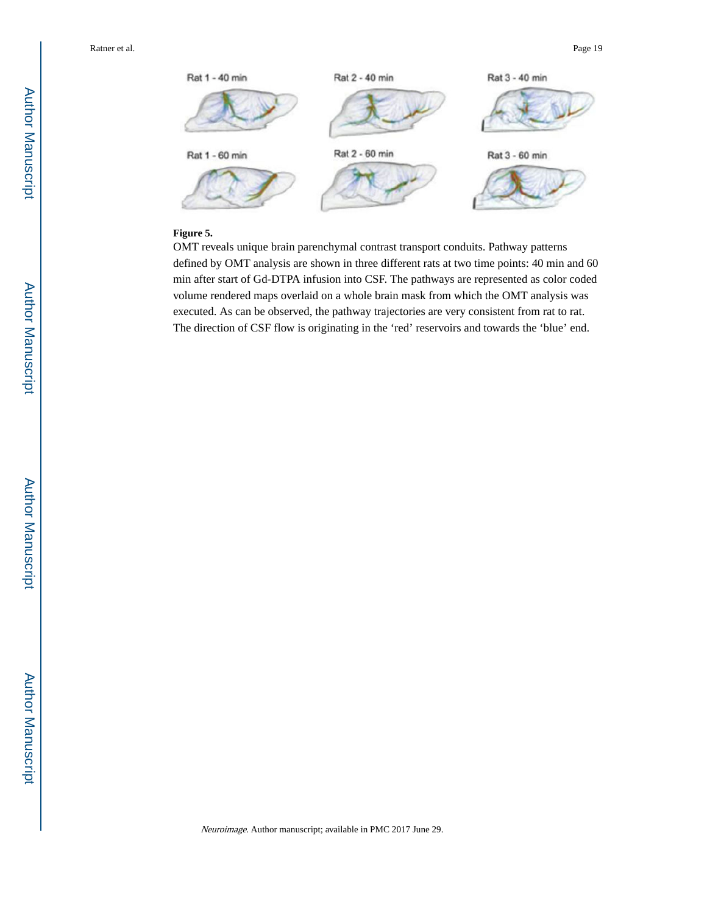**Figure 5.**

OMT reveals unique brain parenchymal contrast transport conduits. Pathway patterns defined by OMT analysis are shown in three different rats at two time points: 40 min and 60 min after start of Gd-DTPA infusion into CSF. The pathways are represented as color coded volume rendered maps overlaid on a whole brain mask from which the OMT analysis was executed. As can be observed, the pathway trajectories are very consistent from rat to rat. The direction of CSF flow is originating in the 'red' reservoirs and towards the 'blue' end.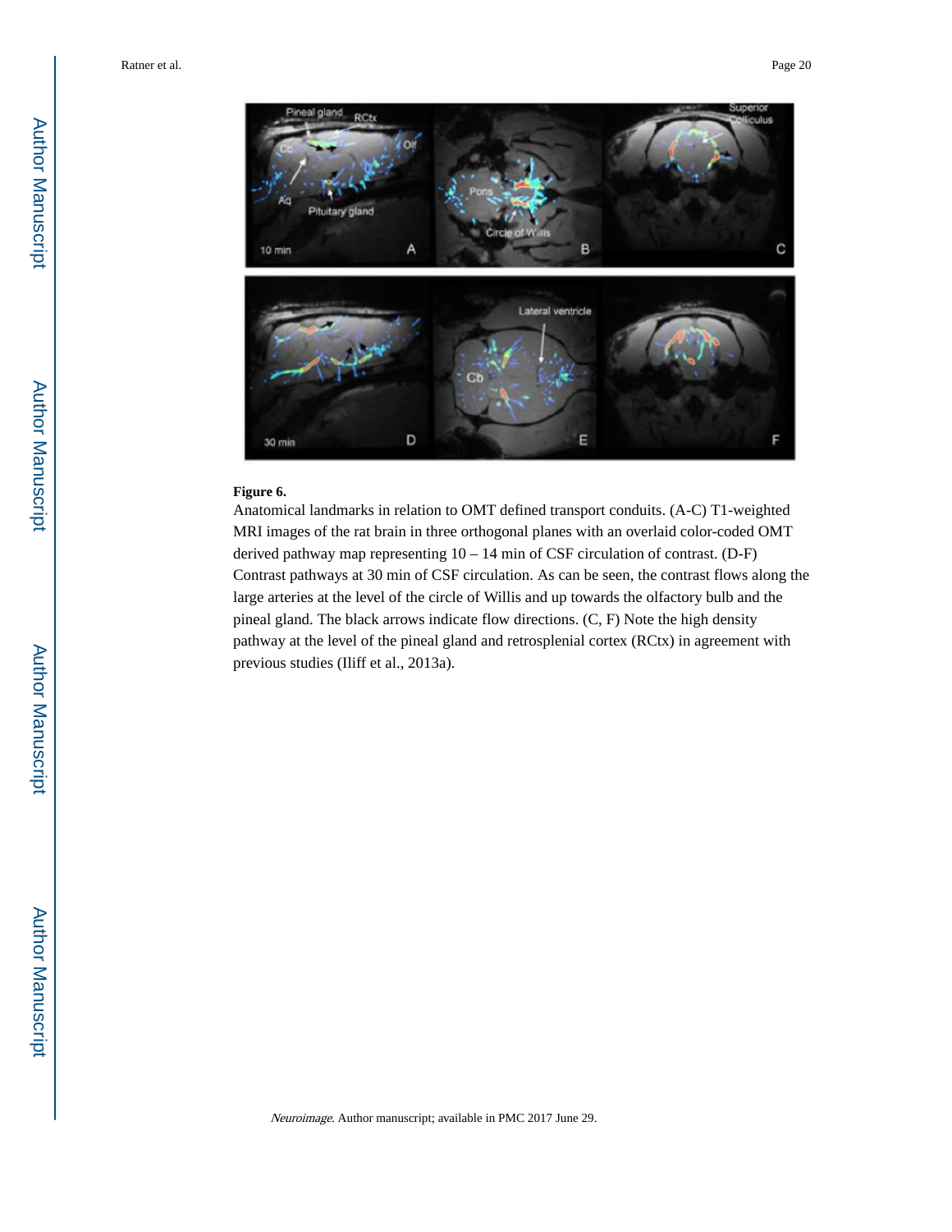**Figure 6.**

Anatomical landmarks in relation to OMT defined transport conduits. (A-C) T1-weighted MRI images of the rat brain in three orthogonal planes with an overlaid color-coded OMT derived pathway map representing 10 – 14 min of CSF circulation of contrast. (D-F) Contrast pathways at 30 min of CSF circulation. As can be seen, the contrast flows along the large arteries at the level of the circle of Willis and up towards the olfactory bulb and the pineal gland. The black arrows indicate flow directions. (C, F) Note the high density pathway at the level of the pineal gland and retrosplenial cortex (RCtx) in agreement with previous studies (Iliff et al., 2013a).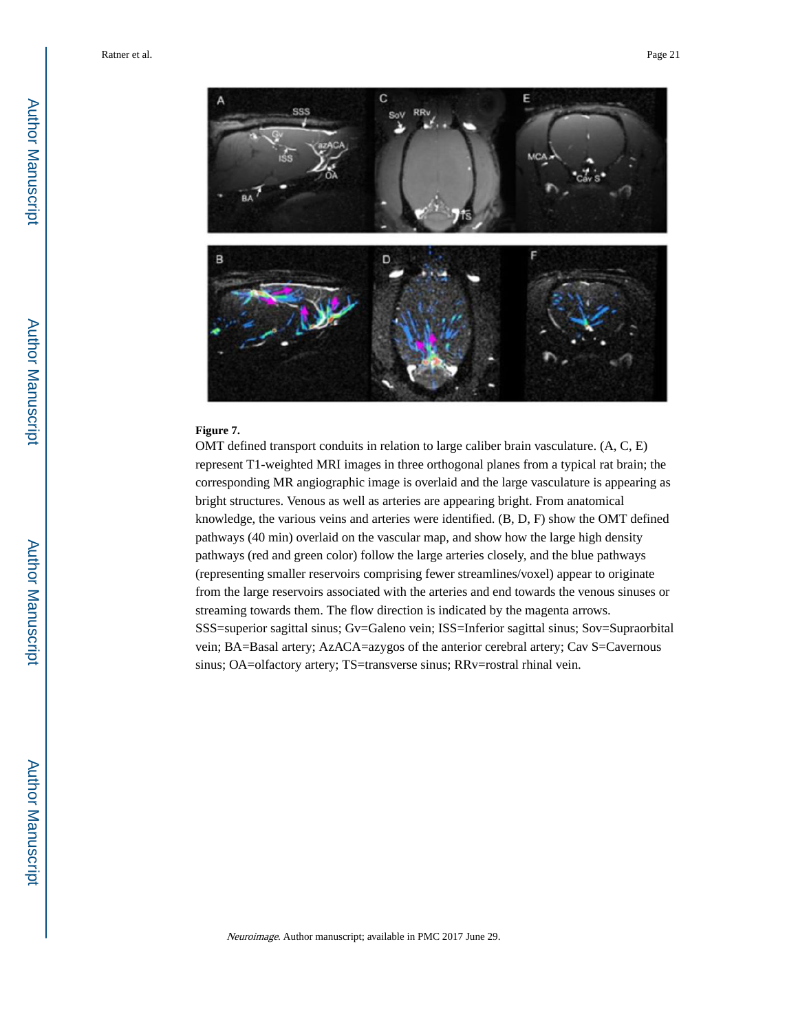**Figure 7.**

OMT defined transport conduits in relation to large caliber brain vasculature. (A, C, E) represent T1-weighted MRI images in three orthogonal planes from a typical rat brain; the corresponding MR angiographic image is overlaid and the large vasculature is appearing as bright structures. Venous as well as arteries are appearing bright. From anatomical knowledge, the various veins and arteries were identified. (B, D, F) show the OMT defined pathways (40 min) overlaid on the vascular map, and show how the large high density pathways (red and green color) follow the large arteries closely, and the blue pathways (representing smaller reservoirs comprising fewer streamlines/voxel) appear to originate from the large reservoirs associated with the arteries and end towards the venous sinuses or streaming towards them. The flow direction is indicated by the magenta arrows. SSS=superior sagittal sinus; Gv=Galeno vein; ISS=Inferior sagittal sinus; Sov=Supraorbital vein; BA=Basal artery; AzACA=azygos of the anterior cerebral artery; Cav S=Cavernous sinus; OA=olfactory artery; TS=transverse sinus; RRv=rostral rhinal vein.